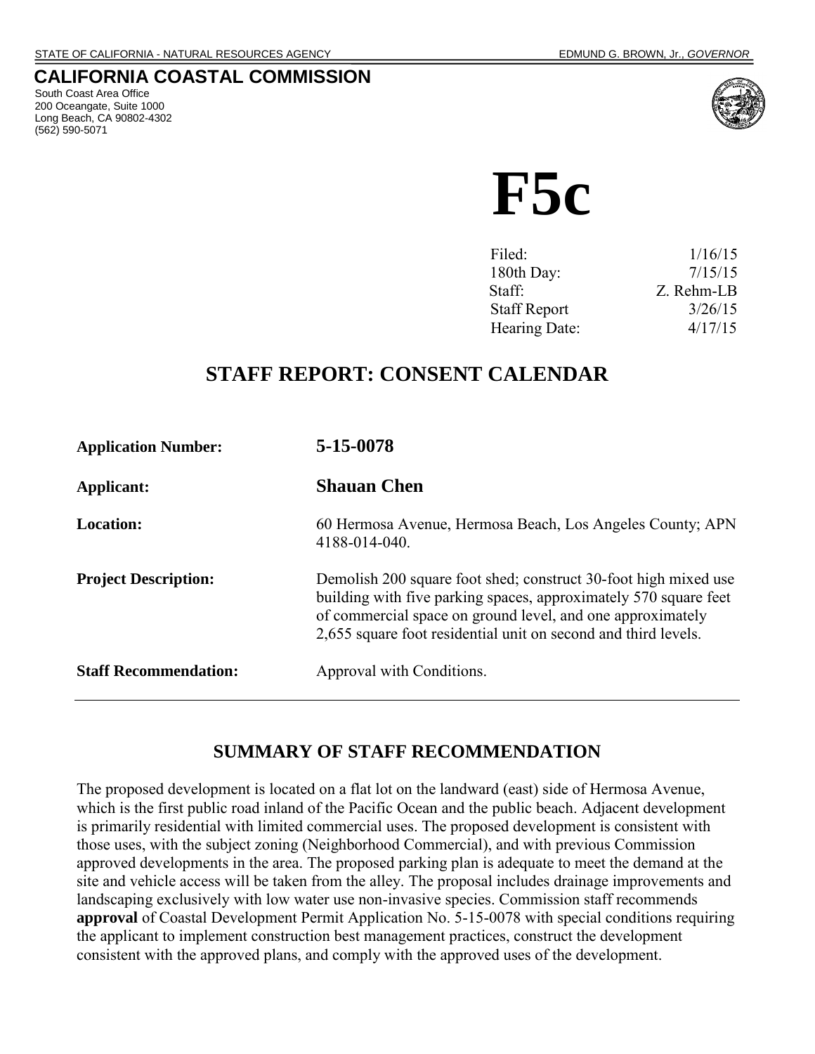STATE OF CALIFORNIA - NATURAL RESOURCES AGENCY EDMUND G. BROWN, Jr., *GOVERNOR*

# CALIFORNIA COASTAL COMMISSION

South Coast Area Office
200 Oceangate, Suite 1000
Long Beach, CA 90802-4302
(562) 590-5071

# F5c

| | |
|---|---|
| Filed: | 1/16/15 |
| 180th Day: | 7/15/15 |
| Staff: | Z. Rehm-LB |
| Staff Report | 3/26/15 |
| Hearing Date: | 4/17/15 |

## STAFF REPORT: CONSENT CALENDAR

| | |
|---|---|
| **Application Number:** | **5-15-0078** |
| **Applicant:** | **Shauan Chen** |
| **Location:** | 60 Hermosa Avenue, Hermosa Beach, Los Angeles County; APN 4188-014-040. |
| **Project Description:** | Demolish 200 square foot shed; construct 30-foot high mixed use building with five parking spaces, approximately 570 square feet of commercial space on ground level, and one approximately 2,655 square foot residential unit on second and third levels. |
| **Staff Recommendation:** | Approval with Conditions. |

## SUMMARY OF STAFF RECOMMENDATION

The proposed development is located on a flat lot on the landward (east) side of Hermosa Avenue, which is the first public road inland of the Pacific Ocean and the public beach. Adjacent development is primarily residential with limited commercial uses. The proposed development is consistent with those uses, with the subject zoning (Neighborhood Commercial), and with previous Commission approved developments in the area. The proposed parking plan is adequate to meet the demand at the site and vehicle access will be taken from the alley. The proposal includes drainage improvements and landscaping exclusively with low water use non-invasive species. Commission staff recommends **approval** of Coastal Development Permit Application No. 5-15-0078 with special conditions requiring the applicant to implement construction best management practices, construct the development consistent with the approved plans, and comply with the approved uses of the development.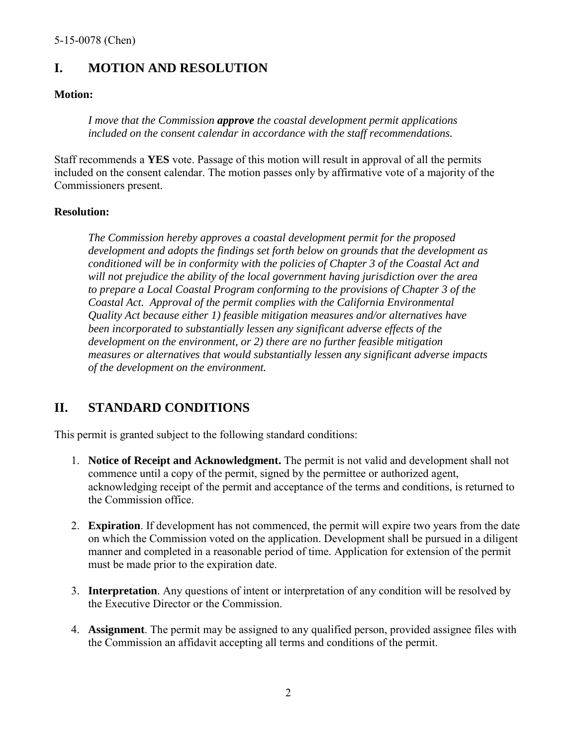## I. MOTION AND RESOLUTION

**Motion:**

> *I move that the Commission **approve** the coastal development permit applications included on the consent calendar in accordance with the staff recommendations.*

Staff recommends a **YES** vote. Passage of this motion will result in approval of all the permits included on the consent calendar. The motion passes only by affirmative vote of a majority of the Commissioners present.

**Resolution:**

> *The Commission hereby approves a coastal development permit for the proposed development and adopts the findings set forth below on grounds that the development as conditioned will be in conformity with the policies of Chapter 3 of the Coastal Act and will not prejudice the ability of the local government having jurisdiction over the area to prepare a Local Coastal Program conforming to the provisions of Chapter 3 of the Coastal Act. Approval of the permit complies with the California Environmental Quality Act because either 1) feasible mitigation measures and/or alternatives have been incorporated to substantially lessen any significant adverse effects of the development on the environment, or 2) there are no further feasible mitigation measures or alternatives that would substantially lessen any significant adverse impacts of the development on the environment.*

## II. STANDARD CONDITIONS

This permit is granted subject to the following standard conditions:

1. **Notice of Receipt and Acknowledgment.** The permit is not valid and development shall not commence until a copy of the permit, signed by the permittee or authorized agent, acknowledging receipt of the permit and acceptance of the terms and conditions, is returned to the Commission office.

2. **Expiration**. If development has not commenced, the permit will expire two years from the date on which the Commission voted on the application. Development shall be pursued in a diligent manner and completed in a reasonable period of time. Application for extension of the permit must be made prior to the expiration date.

3. **Interpretation**. Any questions of intent or interpretation of any condition will be resolved by the Executive Director or the Commission.

4. **Assignment**. The permit may be assigned to any qualified person, provided assignee files with the Commission an affidavit accepting all terms and conditions of the permit.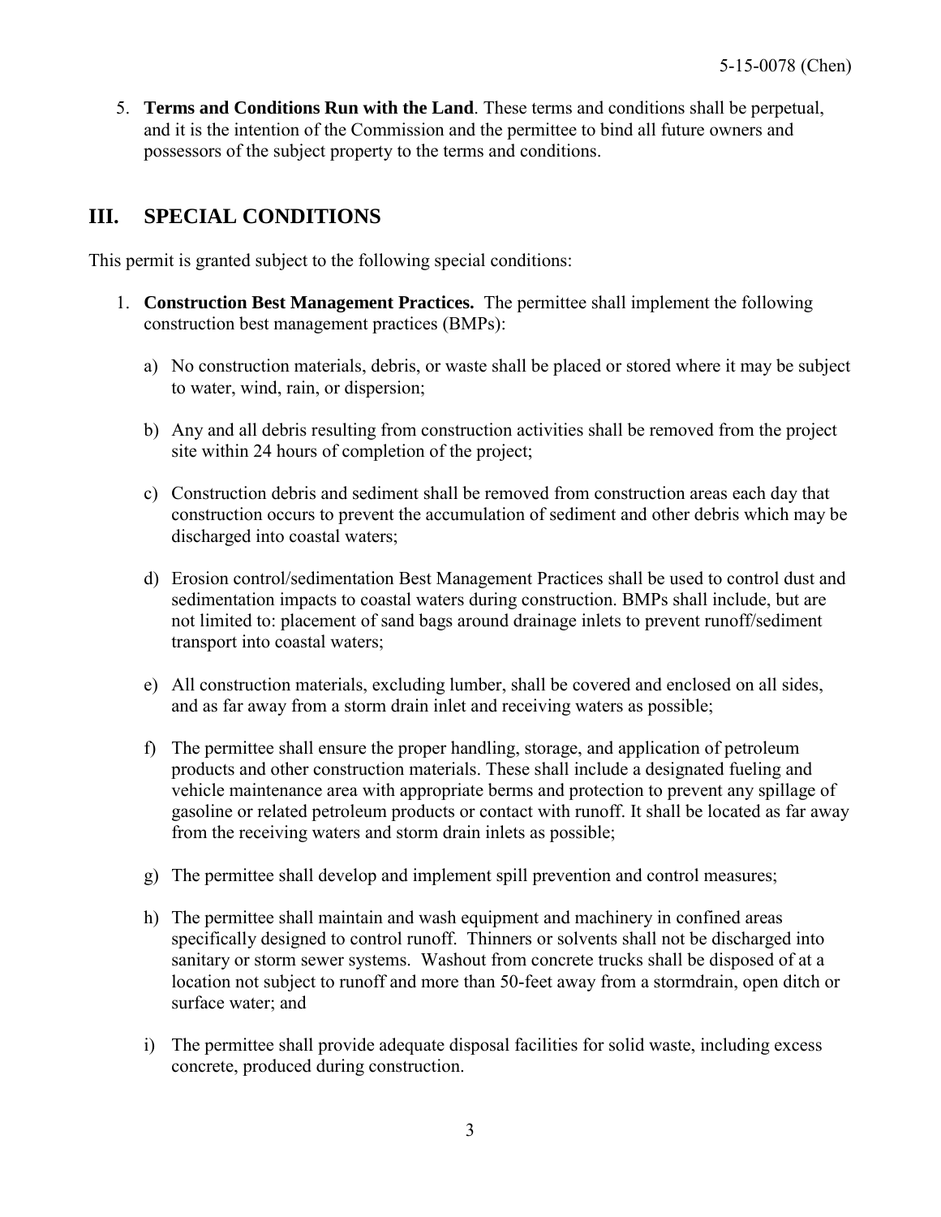5. **Terms and Conditions Run with the Land**. These terms and conditions shall be perpetual, and it is the intention of the Commission and the permittee to bind all future owners and possessors of the subject property to the terms and conditions.

## III. SPECIAL CONDITIONS

This permit is granted subject to the following special conditions:

1. **Construction Best Management Practices.** The permittee shall implement the following construction best management practices (BMPs):

   a) No construction materials, debris, or waste shall be placed or stored where it may be subject to water, wind, rain, or dispersion;

   b) Any and all debris resulting from construction activities shall be removed from the project site within 24 hours of completion of the project;

   c) Construction debris and sediment shall be removed from construction areas each day that construction occurs to prevent the accumulation of sediment and other debris which may be discharged into coastal waters;

   d) Erosion control/sedimentation Best Management Practices shall be used to control dust and sedimentation impacts to coastal waters during construction. BMPs shall include, but are not limited to: placement of sand bags around drainage inlets to prevent runoff/sediment transport into coastal waters;

   e) All construction materials, excluding lumber, shall be covered and enclosed on all sides, and as far away from a storm drain inlet and receiving waters as possible;

   f) The permittee shall ensure the proper handling, storage, and application of petroleum products and other construction materials. These shall include a designated fueling and vehicle maintenance area with appropriate berms and protection to prevent any spillage of gasoline or related petroleum products or contact with runoff. It shall be located as far away from the receiving waters and storm drain inlets as possible;

   g) The permittee shall develop and implement spill prevention and control measures;

   h) The permittee shall maintain and wash equipment and machinery in confined areas specifically designed to control runoff. Thinners or solvents shall not be discharged into sanitary or storm sewer systems. Washout from concrete trucks shall be disposed of at a location not subject to runoff and more than 50-feet away from a stormdrain, open ditch or surface water; and

   i) The permittee shall provide adequate disposal facilities for solid waste, including excess concrete, produced during construction.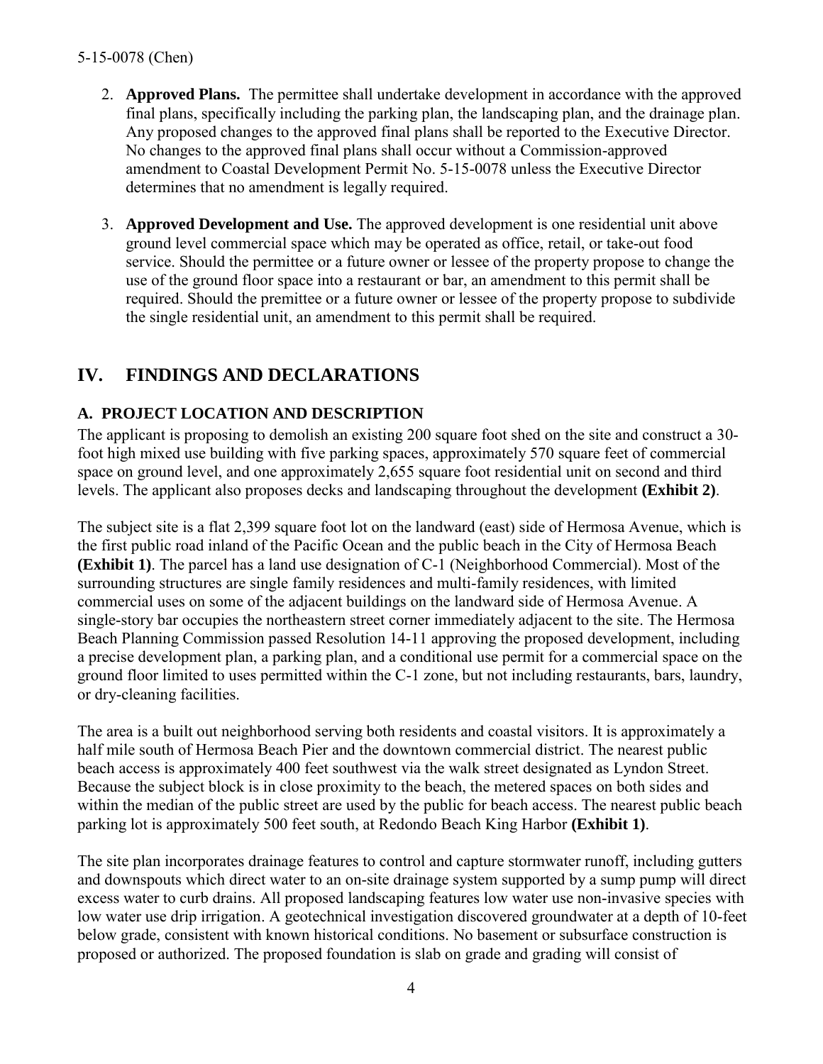2. **Approved Plans.** The permittee shall undertake development in accordance with the approved final plans, specifically including the parking plan, the landscaping plan, and the drainage plan. Any proposed changes to the approved final plans shall be reported to the Executive Director. No changes to the approved final plans shall occur without a Commission-approved amendment to Coastal Development Permit No. 5-15-0078 unless the Executive Director determines that no amendment is legally required.

3. **Approved Development and Use.** The approved development is one residential unit above ground level commercial space which may be operated as office, retail, or take-out food service. Should the permittee or a future owner or lessee of the property propose to change the use of the ground floor space into a restaurant or bar, an amendment to this permit shall be required. Should the premittee or a future owner or lessee of the property propose to subdivide the single residential unit, an amendment to this permit shall be required.

## IV. FINDINGS AND DECLARATIONS

### A. PROJECT LOCATION AND DESCRIPTION

The applicant is proposing to demolish an existing 200 square foot shed on the site and construct a 30-foot high mixed use building with five parking spaces, approximately 570 square feet of commercial space on ground level, and one approximately 2,655 square foot residential unit on second and third levels. The applicant also proposes decks and landscaping throughout the development **(Exhibit 2)**.

The subject site is a flat 2,399 square foot lot on the landward (east) side of Hermosa Avenue, which is the first public road inland of the Pacific Ocean and the public beach in the City of Hermosa Beach **(Exhibit 1)**. The parcel has a land use designation of C-1 (Neighborhood Commercial). Most of the surrounding structures are single family residences and multi-family residences, with limited commercial uses on some of the adjacent buildings on the landward side of Hermosa Avenue. A single-story bar occupies the northeastern street corner immediately adjacent to the site. The Hermosa Beach Planning Commission passed Resolution 14-11 approving the proposed development, including a precise development plan, a parking plan, and a conditional use permit for a commercial space on the ground floor limited to uses permitted within the C-1 zone, but not including restaurants, bars, laundry, or dry-cleaning facilities.

The area is a built out neighborhood serving both residents and coastal visitors. It is approximately a half mile south of Hermosa Beach Pier and the downtown commercial district. The nearest public beach access is approximately 400 feet southwest via the walk street designated as Lyndon Street. Because the subject block is in close proximity to the beach, the metered spaces on both sides and within the median of the public street are used by the public for beach access. The nearest public beach parking lot is approximately 500 feet south, at Redondo Beach King Harbor **(Exhibit 1)**.

The site plan incorporates drainage features to control and capture stormwater runoff, including gutters and downspouts which direct water to an on-site drainage system supported by a sump pump will direct excess water to curb drains. All proposed landscaping features low water use non-invasive species with low water use drip irrigation. A geotechnical investigation discovered groundwater at a depth of 10-feet below grade, consistent with known historical conditions. No basement or subsurface construction is proposed or authorized. The proposed foundation is slab on grade and grading will consist of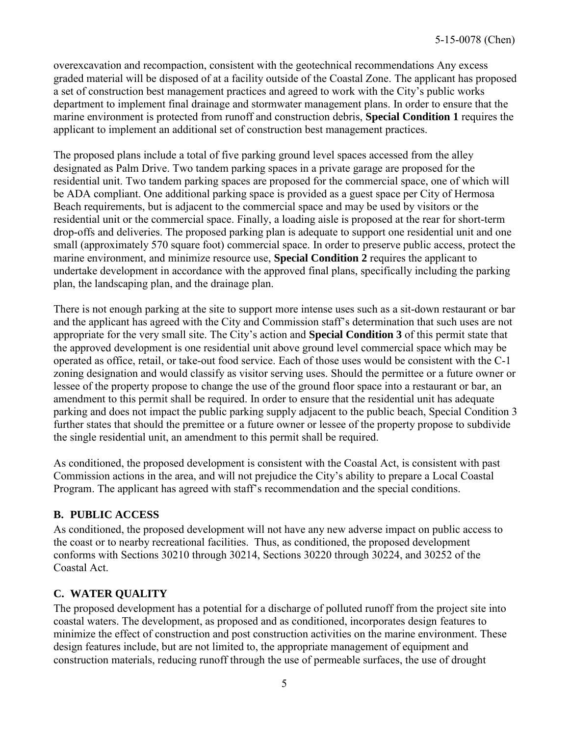overexcavation and recompaction, consistent with the geotechnical recommendations Any excess graded material will be disposed of at a facility outside of the Coastal Zone. The applicant has proposed a set of construction best management practices and agreed to work with the City's public works department to implement final drainage and stormwater management plans. In order to ensure that the marine environment is protected from runoff and construction debris, **Special Condition 1** requires the applicant to implement an additional set of construction best management practices.

The proposed plans include a total of five parking ground level spaces accessed from the alley designated as Palm Drive. Two tandem parking spaces in a private garage are proposed for the residential unit. Two tandem parking spaces are proposed for the commercial space, one of which will be ADA compliant. One additional parking space is provided as a guest space per City of Hermosa Beach requirements, but is adjacent to the commercial space and may be used by visitors or the residential unit or the commercial space. Finally, a loading aisle is proposed at the rear for short-term drop-offs and deliveries. The proposed parking plan is adequate to support one residential unit and one small (approximately 570 square foot) commercial space. In order to preserve public access, protect the marine environment, and minimize resource use, **Special Condition 2** requires the applicant to undertake development in accordance with the approved final plans, specifically including the parking plan, the landscaping plan, and the drainage plan.

There is not enough parking at the site to support more intense uses such as a sit-down restaurant or bar and the applicant has agreed with the City and Commission staff's determination that such uses are not appropriate for the very small site. The City's action and **Special Condition 3** of this permit state that the approved development is one residential unit above ground level commercial space which may be operated as office, retail, or take-out food service. Each of those uses would be consistent with the C-1 zoning designation and would classify as visitor serving uses. Should the permittee or a future owner or lessee of the property propose to change the use of the ground floor space into a restaurant or bar, an amendment to this permit shall be required. In order to ensure that the residential unit has adequate parking and does not impact the public parking supply adjacent to the public beach, Special Condition 3 further states that should the premittee or a future owner or lessee of the property propose to subdivide the single residential unit, an amendment to this permit shall be required.

As conditioned, the proposed development is consistent with the Coastal Act, is consistent with past Commission actions in the area, and will not prejudice the City's ability to prepare a Local Coastal Program. The applicant has agreed with staff's recommendation and the special conditions.

## B. PUBLIC ACCESS

As conditioned, the proposed development will not have any new adverse impact on public access to the coast or to nearby recreational facilities. Thus, as conditioned, the proposed development conforms with Sections 30210 through 30214, Sections 30220 through 30224, and 30252 of the Coastal Act.

## C. WATER QUALITY

The proposed development has a potential for a discharge of polluted runoff from the project site into coastal waters. The development, as proposed and as conditioned, incorporates design features to minimize the effect of construction and post construction activities on the marine environment. These design features include, but are not limited to, the appropriate management of equipment and construction materials, reducing runoff through the use of permeable surfaces, the use of drought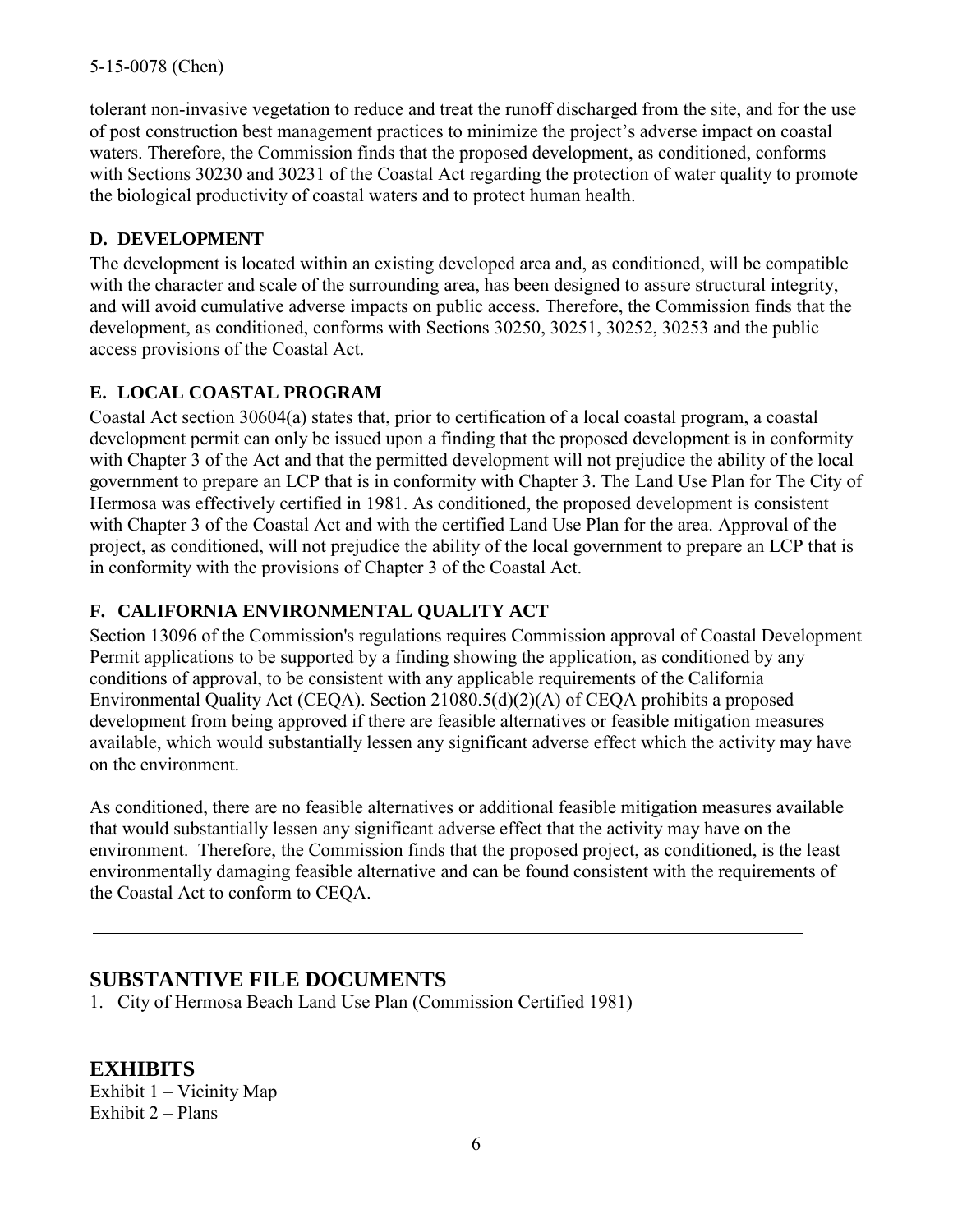tolerant non-invasive vegetation to reduce and treat the runoff discharged from the site, and for the use of post construction best management practices to minimize the project's adverse impact on coastal waters. Therefore, the Commission finds that the proposed development, as conditioned, conforms with Sections 30230 and 30231 of the Coastal Act regarding the protection of water quality to promote the biological productivity of coastal waters and to protect human health.

### D. DEVELOPMENT

The development is located within an existing developed area and, as conditioned, will be compatible with the character and scale of the surrounding area, has been designed to assure structural integrity, and will avoid cumulative adverse impacts on public access. Therefore, the Commission finds that the development, as conditioned, conforms with Sections 30250, 30251, 30252, 30253 and the public access provisions of the Coastal Act.

### E. LOCAL COASTAL PROGRAM

Coastal Act section 30604(a) states that, prior to certification of a local coastal program, a coastal development permit can only be issued upon a finding that the proposed development is in conformity with Chapter 3 of the Act and that the permitted development will not prejudice the ability of the local government to prepare an LCP that is in conformity with Chapter 3. The Land Use Plan for The City of Hermosa was effectively certified in 1981. As conditioned, the proposed development is consistent with Chapter 3 of the Coastal Act and with the certified Land Use Plan for the area. Approval of the project, as conditioned, will not prejudice the ability of the local government to prepare an LCP that is in conformity with the provisions of Chapter 3 of the Coastal Act.

### F. CALIFORNIA ENVIRONMENTAL QUALITY ACT

Section 13096 of the Commission's regulations requires Commission approval of Coastal Development Permit applications to be supported by a finding showing the application, as conditioned by any conditions of approval, to be consistent with any applicable requirements of the California Environmental Quality Act (CEQA). Section 21080.5(d)(2)(A) of CEQA prohibits a proposed development from being approved if there are feasible alternatives or feasible mitigation measures available, which would substantially lessen any significant adverse effect which the activity may have on the environment.

As conditioned, there are no feasible alternatives or additional feasible mitigation measures available that would substantially lessen any significant adverse effect that the activity may have on the environment. Therefore, the Commission finds that the proposed project, as conditioned, is the least environmentally damaging feasible alternative and can be found consistent with the requirements of the Coastal Act to conform to CEQA.

---

## SUBSTANTIVE FILE DOCUMENTS

1. City of Hermosa Beach Land Use Plan (Commission Certified 1981)

## EXHIBITS

Exhibit 1 – Vicinity Map
Exhibit 2 – Plans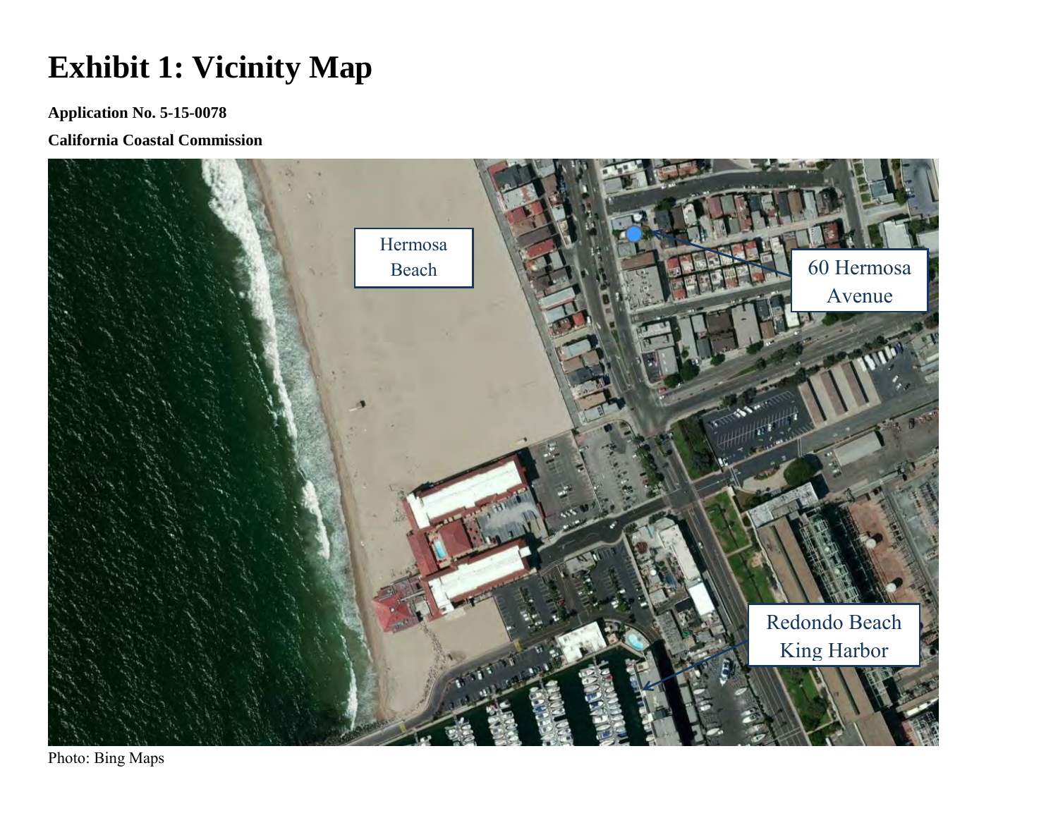# Exhibit 1: Vicinity Map

**Application No. 5-15-0078**

**California Coastal Commission**

Photo: Bing Maps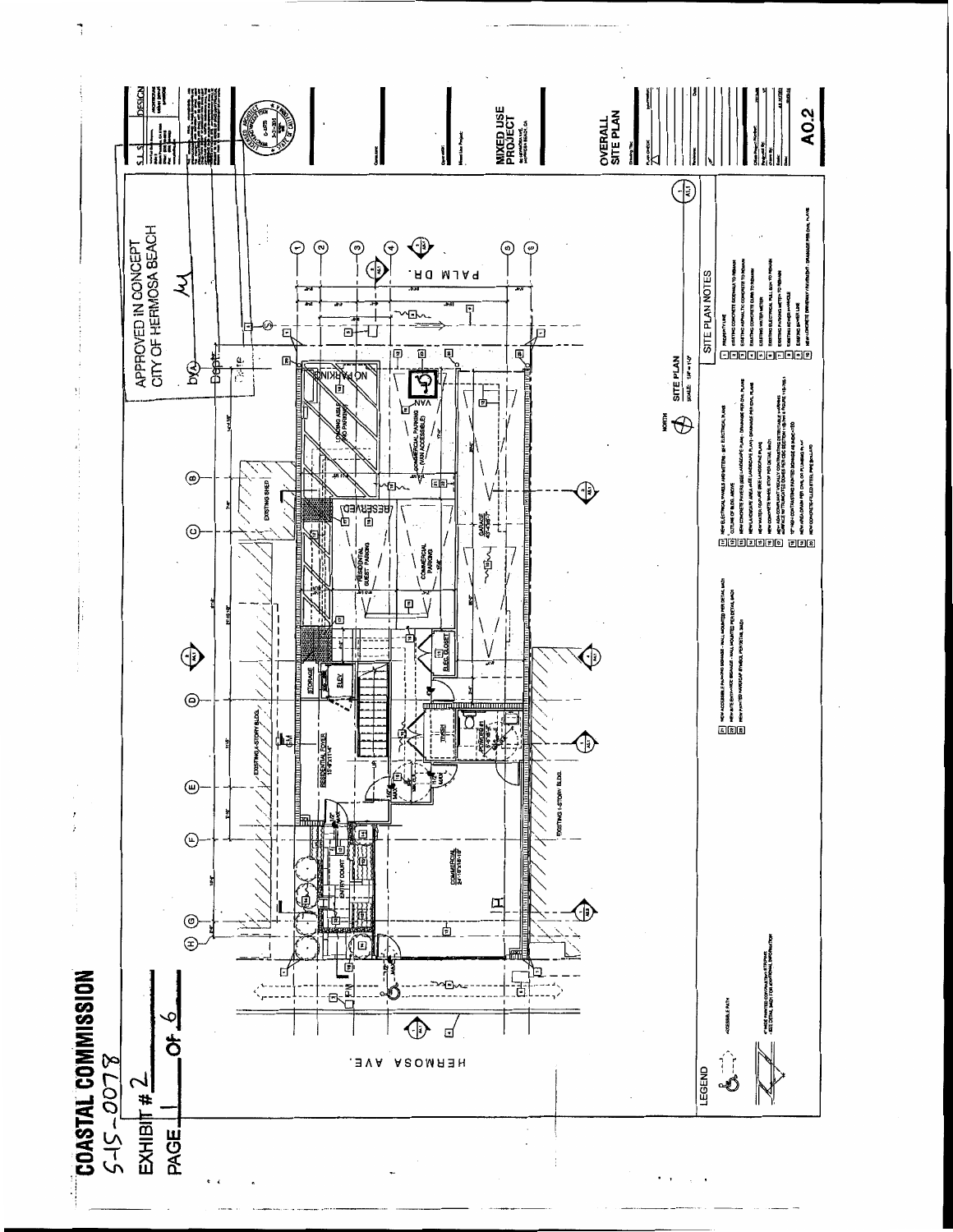# COASTAL COMMISSION

5-15-0078

EXHIBIT # 2

PAGE 1 OF 6

APPROVED IN CONCEPT
CITY OF HERMOSA BEACH

PALM DR.

HERMOSA AVE.

NO PARKING

LOADING AISLE (NO PARKING)

COMMERCIAL PARKING (VAN ACCESSIBLE)

VAN

RESERVED

RESIDENTIAL GUEST PARKING

COMMERCIAL PARKING

GARAGE

EXISTING SHED

STORAGE

ELEV.

ELEC. CLOSET

RESIDENTIAL FOYER

TRASH

POWDER RM.

EXISTING 4-STORY BLDG.

EXISTING 1-STORY BLDG.

ENTRY COURT

COMMERCIAL

SITE PLAN

NORTH

SITE PLAN NOTES

LEGEND

ACCESSIBLE PATH

MIXED USE PROJECT

OVERALL SITE PLAN

A0.2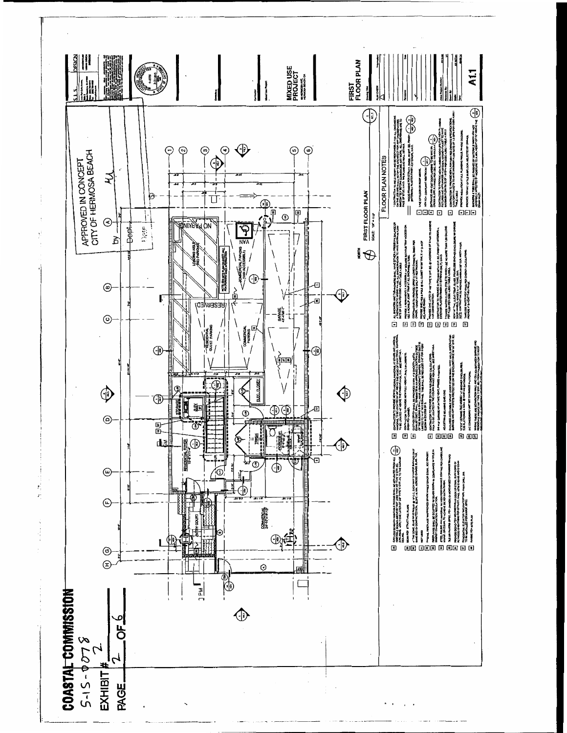**COASTAL COMMISSION**

5-15-0078

EXHIBIT # 2

PAGE 2 OF 6

APPROVED IN CONCEPT
CITY OF HERMOSA BEACH

by ______ Dept. ______ Date ______

FIRST FLOOR PLAN

SCALE: 1/4" = 1'-0"

NORTH

FLOOR PLAN NOTES

RESIDENTIAL FOYER

STORAGE

ELEV

ELEC. CLOSET

TRASH

ENTRY COURT

COMMERCIAL

RESIDENTIAL GUEST PARKING

COMMERCIAL PARKING

GARAGE

RESERVED

LOADING AISLE NO PARKING

COMMERCIAL PARKING (VAN ACCESSIBLE)

NO PARKING

VAN

UP

PM

MIXED USE PROJECT

HERMOSA BEACH, CA

FIRST FLOOR PLAN

A1.1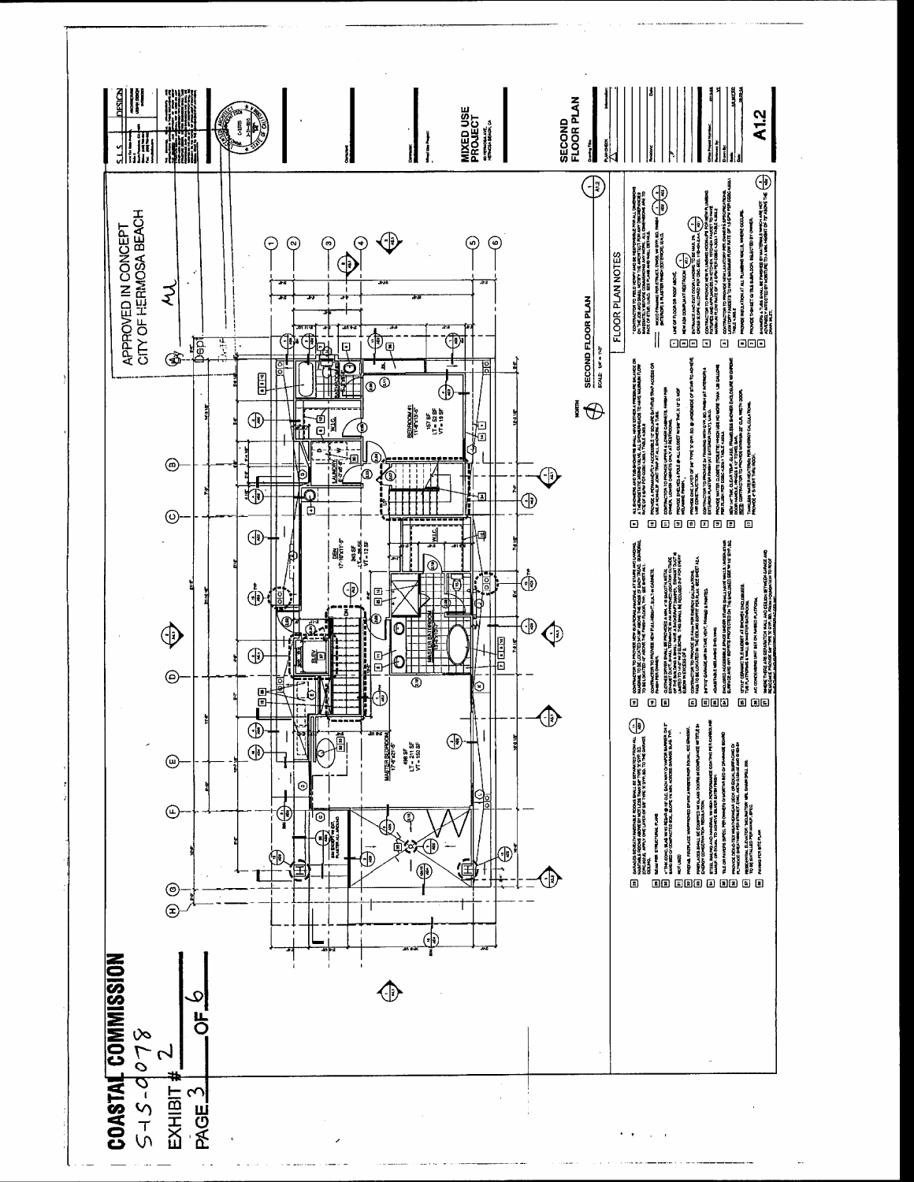**COASTAL COMMISSION**

5-15-0078

EXHIBIT # 2

PAGE 3 OF 6

APPROVED IN CONCEPT
CITY OF HERMOSA BEACH

MASTER BEDROOM

498 SF
LT = 211 SF
VT = 150 SF

MASTER BATHROOM

DEN

243 SF
LT = 28.5 SF
VT = 12 SF

LAUNDRY

W.I.C.

BEDROOM #1

157 SF
LT = 52 SF
VT = 19 SF

BATHROOM #1

NORTH

SECOND FLOOR PLAN

SCALE: 1/4" = 1'-0"

FLOOR PLAN NOTES

MIXED USE PROJECT

HERMOSA BEACH, CA

SECOND FLOOR PLAN

A1.2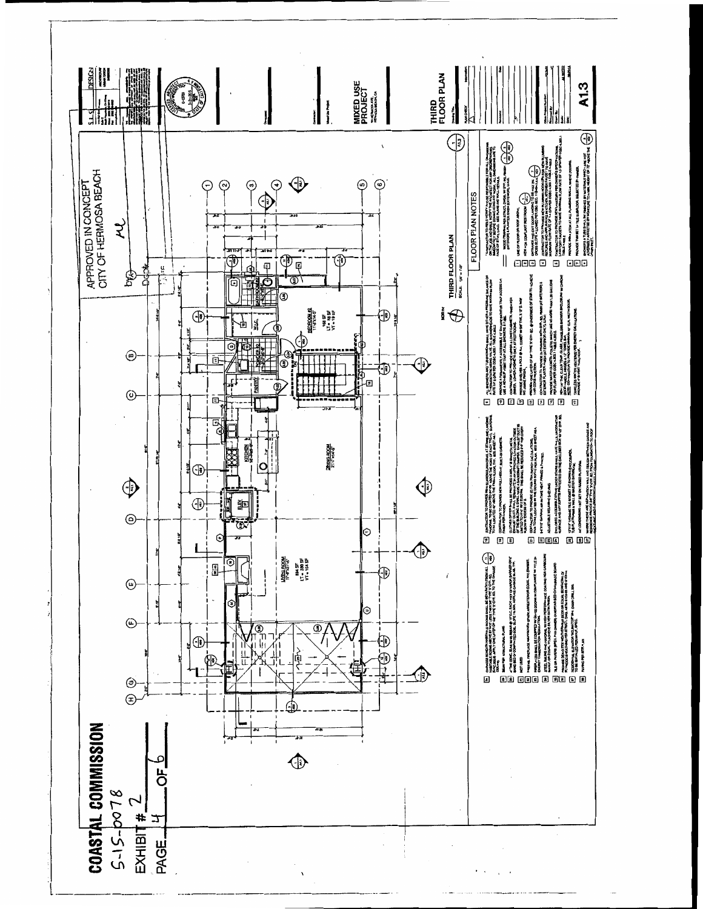COASTAL COMMISSION

5-15-0078

EXHIBIT # 2

PAGE 4 OF 6

APPROVED IN CONCEPT
CITY OF HERMOSA BEACH

MIXED USE PROJECT

THIRD FLOOR PLAN

THIRD FLOOR PLAN

SCALE: 1/4" = 1'-0"

NORTH

LIVING ROOM

DINING ROOM

KITCHEN

PANTRY

POWDER #2

W.I.C.

BATHROOM #2

BEDROOM #2

FLOOR PLAN NOTES

A1.3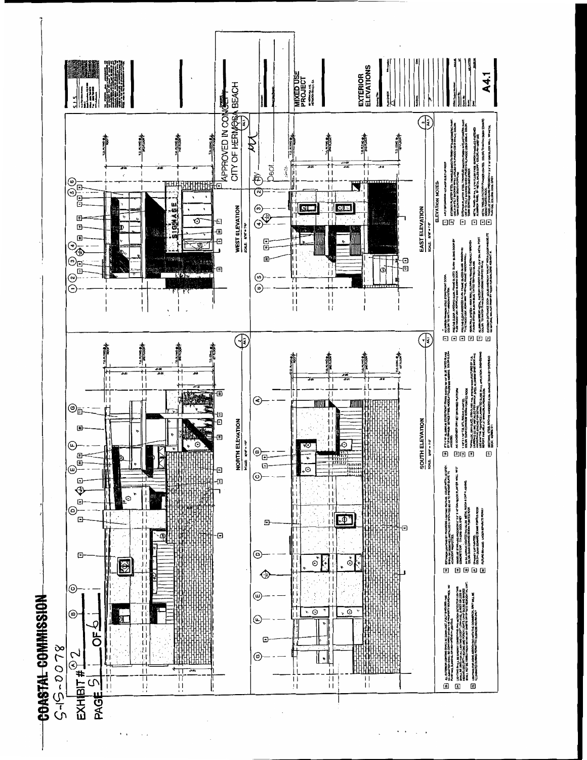**COASTAL COMMISSION**

5-15-0078

EXHIBIT # 2

PAGE 5 OF 6

APPROVED IN CONCEPT
CITY OF HERMOSA BEACH

**MIXED USE PROJECT**

HERMOSA BEACH, CA

**EXTERIOR ELEVATIONS**

NORTH ELEVATION
SCALE: 3/16" = 1'-0"

SOUTH ELEVATION
SCALE: 3/16" = 1'-0"

WEST ELEVATION
SCALE: 3/16" = 1'-0"

EAST ELEVATION
SCALE: 3/16" = 1'-0"

SIGNAGE

T.O. PLYWD @ ROOF

T.O. PLYWD @ 3RD FLOOR

T.O. PLYWD @ 2ND FLOOR

T.O. CONC. @ 1ST FLOOR

ELEVATION NOTES:

A4.1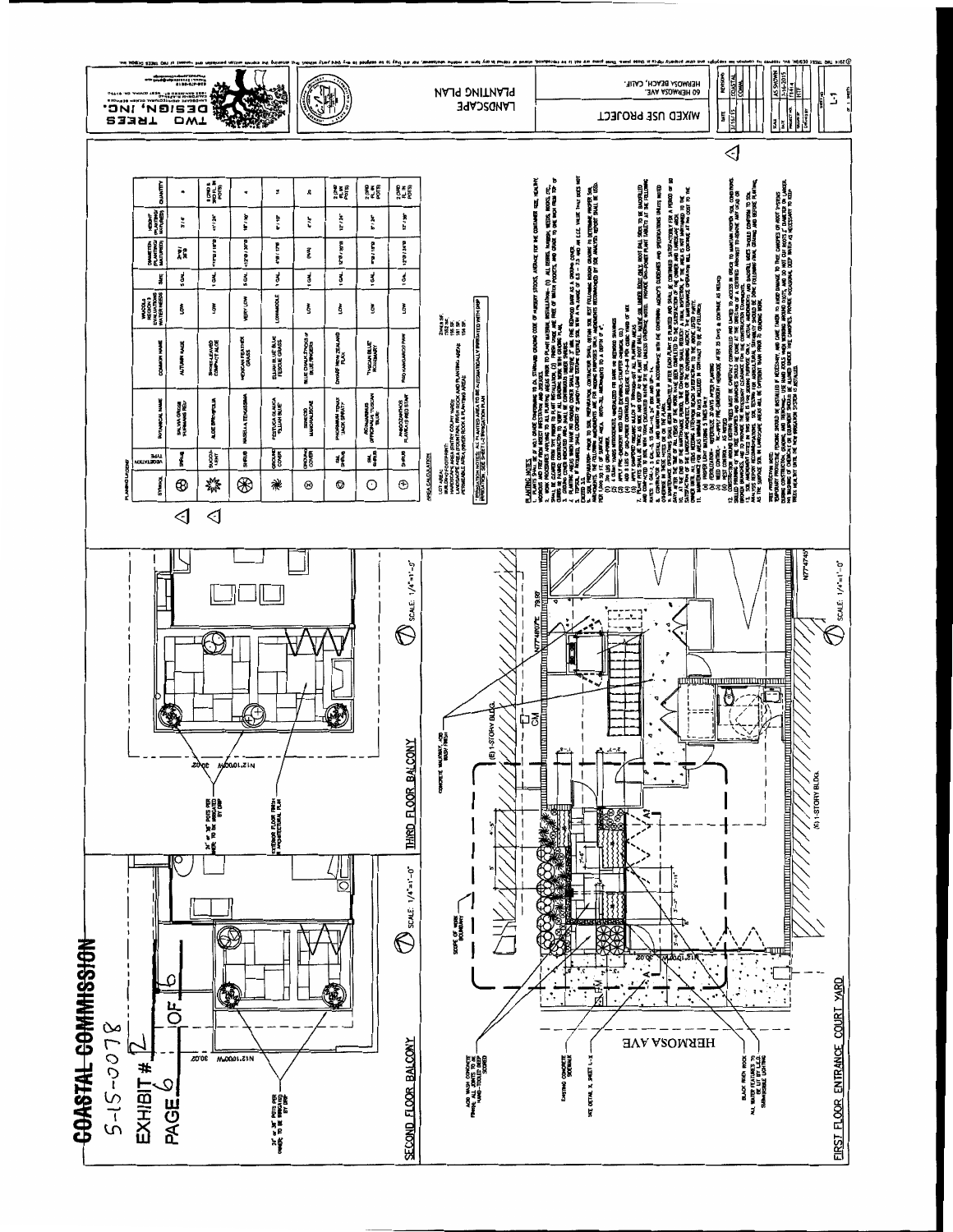# COASTAL COMMISSION

5-15-0078

EXHIBIT # 2

PAGE 6 OF 6

SECOND FLOOR BALCONY — SCALE: 1/4"=1'-0"

THIRD FLOOR BALCONY — SCALE: 1/4"=1'-0"

FIRST FLOOR ENTRANCE COURT YARD — SCALE: 1/4"=1'-0"

HERMOSA AVE

(E) 1-STORY BLDG.

PLANTING LEGEND

| SYMBOL | VEGETATION TYPE | BOTANICAL NAME | COMMON NAME | WUCOLS REGION 3 EVALUATIONS WATER NEEDS | SIZE | DIAMETER (PLANTING/MATURED) | HEIGHT (PLANTING/MATURED) | QUANTITY |
|---|---|---|---|---|---|---|---|---|
| | SHRUB | SALVIA GREGGII 'FURMAN'S RED' | AUTUMN SAGE | LOW | 5 GAL. | | | |
| | SUCCULENT | ALOE BREVIFOLIA | SHORT-LEAVED COMPACT ALOE | LOW | 1 GAL. | | | |
| | SHRUB | NASSELLA TENUISSIMA | MEXICAN FEATHER GRASS | VERY LOW | 5 GAL. | | | |
| | GROUND COVER | FESTUCA GLAUCA 'ELIJAH BLUE' | ELIJAH BLUE BLUE FESCUE GRASS | LOW/MODERATE | 1 GAL. | | | |
| | GROUND COVER | SENECIO MANDRALISCAE | BLUE CHALK STICKS OR BLUE FINGERS | LOW | 1 GAL. | | | |
| | SHRUB | PHORMIUM TENAX 'JACK SPRATT' | DWARF NEW ZEALAND FLAX | LOW | 1 GAL. | | | |
| | SHRUB | ROSMARINUS OFFICINALIS 'TUSCAN BLUE' | 'TUSCAN BLUE' ROSEMARY | LOW | 1 GAL. | | | |
| | SHRUB | RHAPIS EXCELSA / ANIGOZANTHOS FLAVIDUS RED STAR | RED KANGAROO PAW | LOW | 1 GAL. | | | |

AREA CALCULATION:

LOT AREA:
BUILDING FOOTPRINT:
HARDSCAPE AREA (ENTRY COURT YARD):
LANDSCAPE AREA (CENTRAL FRESH ROCK AND PLANTING AREA):
PERMEABLE AREA (RIVER ROCK & PLANTING AREA):

IRRIGATION NOTES: ALL PLANTED AREA TO BE AUTOMATICALLY IRRIGATED WITH DRIP IRRIGATION. SEE SHEET L-2 IRRIGATION PLAN

PLANTING NOTES

LANDSCAPE PLANTING PLAN

MIXED USE PROJECT

60 HERMOSA AVE.
HERMOSA BEACH, CALIF.

TWO TREES DESIGN, INC.

SCALE: AS SHOWN

L-1